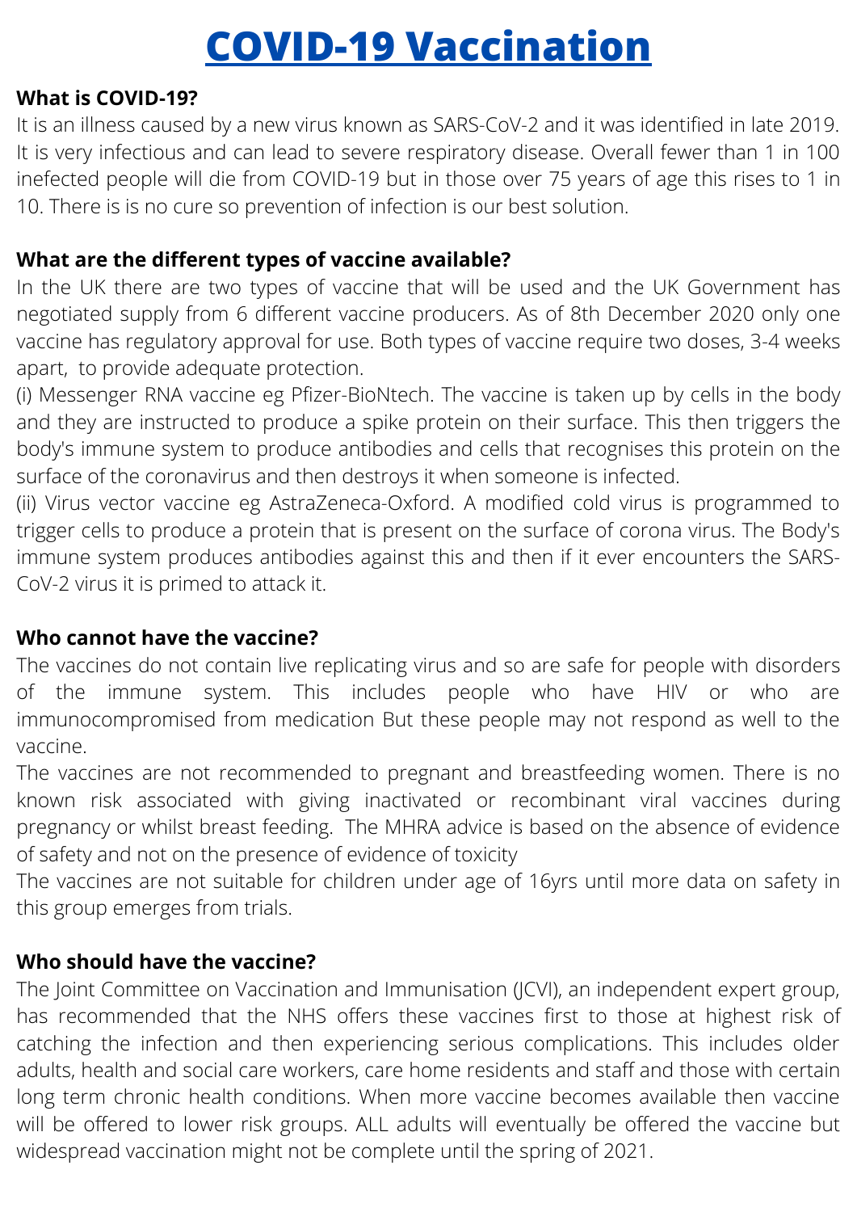# COVID-19 Vaccination

**What is COVID-19?**

It is an illness caused by a new virus known as SARS-CoV-2 and it was identified in late 2019. It is very infectious and can lead to severe respiratory disease. Overall fewer than 1 in 100 inefected people will die from COVID-19 but in those over 75 years of age this rises to 1 in 10. There is is no cure so prevention of infection is our best solution.

**What are the different types of vaccine available?**

In the UK there are two types of vaccine that will be used and the UK Government has negotiated supply from 6 different vaccine producers. As of 8th December 2020 only one vaccine has regulatory approval for use. Both types of vaccine require two doses, 3-4 weeks apart, to provide adequate protection.

(i) Messenger RNA vaccine eg Pfizer-BioNtech. The vaccine is taken up by cells in the body and they are instructed to produce a spike protein on their surface. This then triggers the body's immune system to produce antibodies and cells that recognises this protein on the surface of the coronavirus and then destroys it when someone is infected.

(ii) Virus vector vaccine eg AstraZeneca-Oxford. A modified cold virus is programmed to trigger cells to produce a protein that is present on the surface of corona virus. The Body's immune system produces antibodies against this and then if it ever encounters the SARS-CoV-2 virus it is primed to attack it.

**Who cannot have the vaccine?**

The vaccines do not contain live replicating virus and so are safe for people with disorders of the immune system. This includes people who have HIV or who are immunocompromised from medication But these people may not respond as well to the vaccine.

The vaccines are not recommended to pregnant and breastfeeding women. There is no known risk associated with giving inactivated or recombinant viral vaccines during pregnancy or whilst breast feeding. The MHRA advice is based on the absence of evidence of safety and not on the presence of evidence of toxicity

The vaccines are not suitable for children under age of 16yrs until more data on safety in this group emerges from trials.

**Who should have the vaccine?**

The Joint Committee on Vaccination and Immunisation (JCVI), an independent expert group, has recommended that the NHS offers these vaccines first to those at highest risk of catching the infection and then experiencing serious complications. This includes older adults, health and social care workers, care home residents and staff and those with certain long term chronic health conditions. When more vaccine becomes available then vaccine will be offered to lower risk groups. ALL adults will eventually be offered the vaccine but widespread vaccination might not be complete until the spring of 2021.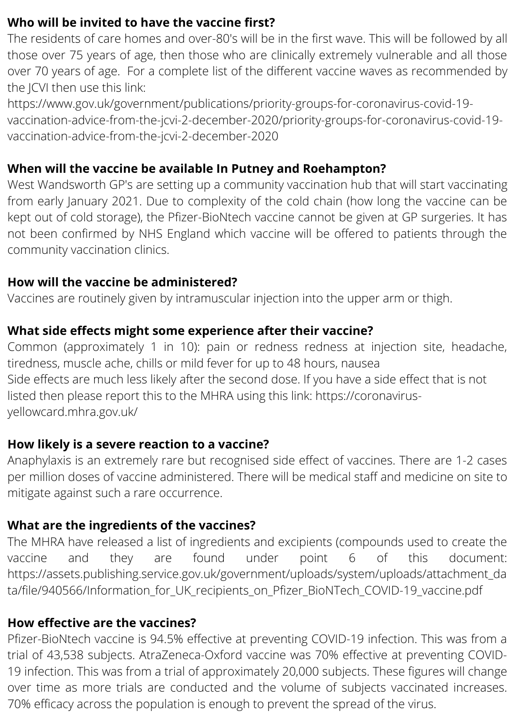**Who will be invited to have the vaccine first?**

The residents of care homes and over-80's will be in the first wave. This will be followed by all those over 75 years of age, then those who are clinically extremely vulnerable and all those over 70 years of age. For a complete list of the different vaccine waves as recommended by the JCVI then use this link: https://www.gov.uk/government/publications/priority-groups-for-coronavirus-covid-19-vaccination-advice-from-the-jcvi-2-december-2020/priority-groups-for-coronavirus-covid-19-vaccination-advice-from-the-jcvi-2-december-2020

**When will the vaccine be available In Putney and Roehampton?**

West Wandsworth GP's are setting up a community vaccination hub that will start vaccinating from early January 2021. Due to complexity of the cold chain (how long the vaccine can be kept out of cold storage), the Pfizer-BioNtech vaccine cannot be given at GP surgeries. It has not been confirmed by NHS England which vaccine will be offered to patients through the community vaccination clinics.

**How will the vaccine be administered?**

Vaccines are routinely given by intramuscular injection into the upper arm or thigh.

**What side effects might some experience after their vaccine?**

Common (approximately 1 in 10): pain or redness redness at injection site, headache, tiredness, muscle ache, chills or mild fever for up to 48 hours, nausea
Side effects are much less likely after the second dose. If you have a side effect that is not listed then please report this to the MHRA using this link: https://coronavirus-yellowcard.mhra.gov.uk/

**How likely is a severe reaction to a vaccine?**

Anaphylaxis is an extremely rare but recognised side effect of vaccines. There are 1-2 cases per million doses of vaccine administered. There will be medical staff and medicine on site to mitigate against such a rare occurrence.

**What are the ingredients of the vaccines?**

The MHRA have released a list of ingredients and excipients (compounds used to create the vaccine and they are found under point 6 of this document: https://assets.publishing.service.gov.uk/government/uploads/system/uploads/attachment_data/file/940566/Information_for_UK_recipients_on_Pfizer_BioNTech_COVID-19_vaccine.pdf

**How effective are the vaccines?**

Pfizer-BioNtech vaccine is 94.5% effective at preventing COVID-19 infection. This was from a trial of 43,538 subjects. AtraZeneca-Oxford vaccine was 70% effective at preventing COVID-19 infection. This was from a trial of approximately 20,000 subjects. These figures will change over time as more trials are conducted and the volume of subjects vaccinated increases. 70% efficacy across the population is enough to prevent the spread of the virus.